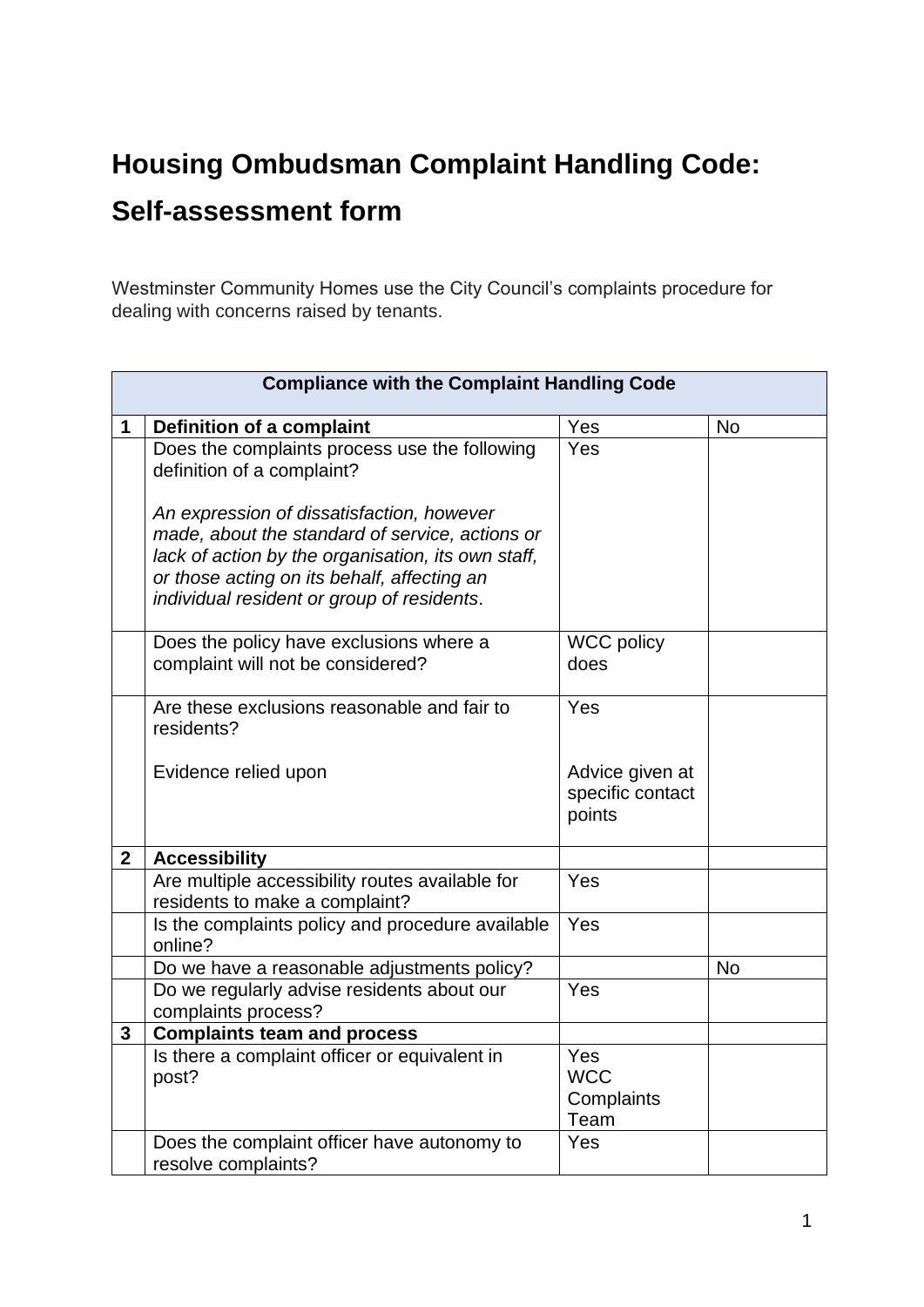# Housing Ombudsman Complaint Handling Code: Self-assessment form

Westminster Community Homes use the City Council's complaints procedure for dealing with concerns raised by tenants.

| Compliance with the Complaint Handling Code | | | |
|---|---|---|---|
| **1** | **Definition of a complaint** | Yes | No |
| | Does the complaints process use the following definition of a complaint?<br><br>*An expression of dissatisfaction, however made, about the standard of service, actions or lack of action by the organisation, its own staff, or those acting on its behalf, affecting an individual resident or group of residents*. | Yes | |
| | Does the policy have exclusions where a complaint will not be considered? | WCC policy does | |
| | Are these exclusions reasonable and fair to residents?<br><br>Evidence relied upon | Yes<br><br>Advice given at specific contact points | |
| **2** | **Accessibility** | | |
| | Are multiple accessibility routes available for residents to make a complaint? | Yes | |
| | Is the complaints policy and procedure available online? | Yes | |
| | Do we have a reasonable adjustments policy? | | No |
| | Do we regularly advise residents about our complaints process? | Yes | |
| **3** | **Complaints team and process** | | |
| | Is there a complaint officer or equivalent in post? | Yes<br>WCC Complaints Team | |
| | Does the complaint officer have autonomy to resolve complaints? | Yes | |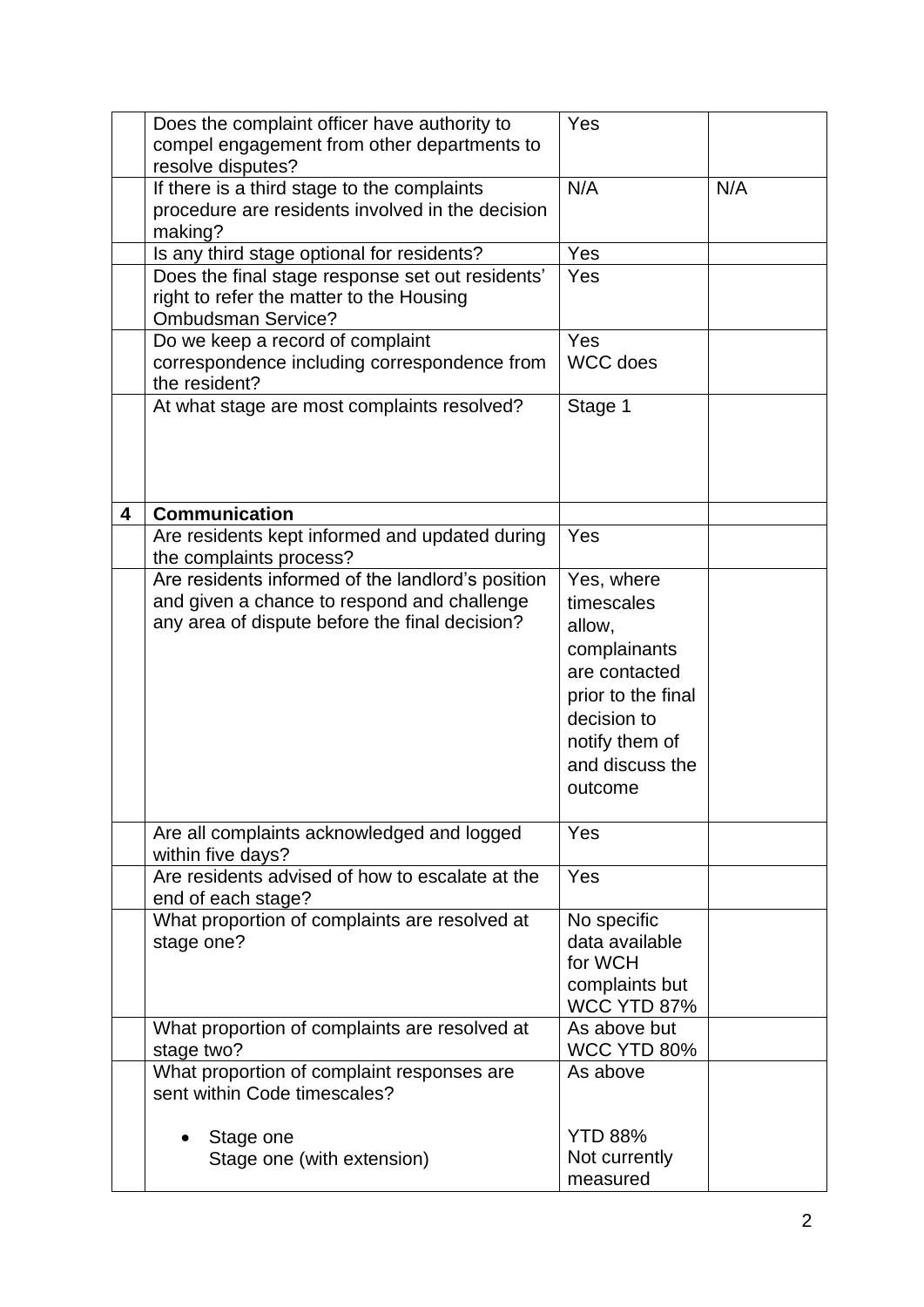| | | | |
|---|---|---|---|
| | Does the complaint officer have authority to compel engagement from other departments to resolve disputes? | Yes | |
| | If there is a third stage to the complaints procedure are residents involved in the decision making? | N/A | N/A |
| | Is any third stage optional for residents? | Yes | |
| | Does the final stage response set out residents' right to refer the matter to the Housing Ombudsman Service? | Yes | |
| | Do we keep a record of complaint correspondence including correspondence from the resident? | Yes<br>WCC does | |
| | At what stage are most complaints resolved? | Stage 1 | |
| **4** | **Communication** | | |
| | Are residents kept informed and updated during the complaints process? | Yes | |
| | Are residents informed of the landlord's position and given a chance to respond and challenge any area of dispute before the final decision? | Yes, where timescales allow, complainants are contacted prior to the final decision to notify them of and discuss the outcome | |
| | Are all complaints acknowledged and logged within five days? | Yes | |
| | Are residents advised of how to escalate at the end of each stage? | Yes | |
| | What proportion of complaints are resolved at stage one? | No specific data available for WCH complaints but WCC YTD 87% | |
| | What proportion of complaints are resolved at stage two? | As above but WCC YTD 80% | |
| | What proportion of complaint responses are sent within Code timescales?<br><br>• Stage one<br>Stage one (with extension) | As above<br><br>YTD 88%<br>Not currently measured | |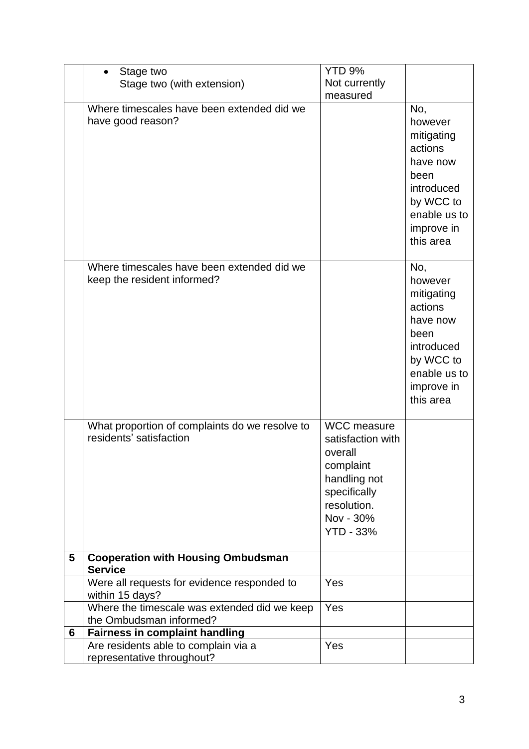|  |  |  |  |
|---|---|---|---|
|  | • Stage two<br>Stage two (with extension) | YTD 9%<br>Not currently measured |  |
|  | Where timescales have been extended did we have good reason? |  | No, however mitigating actions have now been introduced by WCC to enable us to improve in this area |
|  | Where timescales have been extended did we keep the resident informed? |  | No, however mitigating actions have now been introduced by WCC to enable us to improve in this area |
|  | What proportion of complaints do we resolve to residents' satisfaction | WCC measure satisfaction with overall complaint handling not specifically resolution.<br>Nov - 30%<br>YTD - 33% |  |
| **5** | **Cooperation with Housing Ombudsman Service** |  |  |
|  | Were all requests for evidence responded to within 15 days? | Yes |  |
|  | Where the timescale was extended did we keep the Ombudsman informed? | Yes |  |
| **6** | **Fairness in complaint handling** |  |  |
|  | Are residents able to complain via a representative throughout? | Yes |  |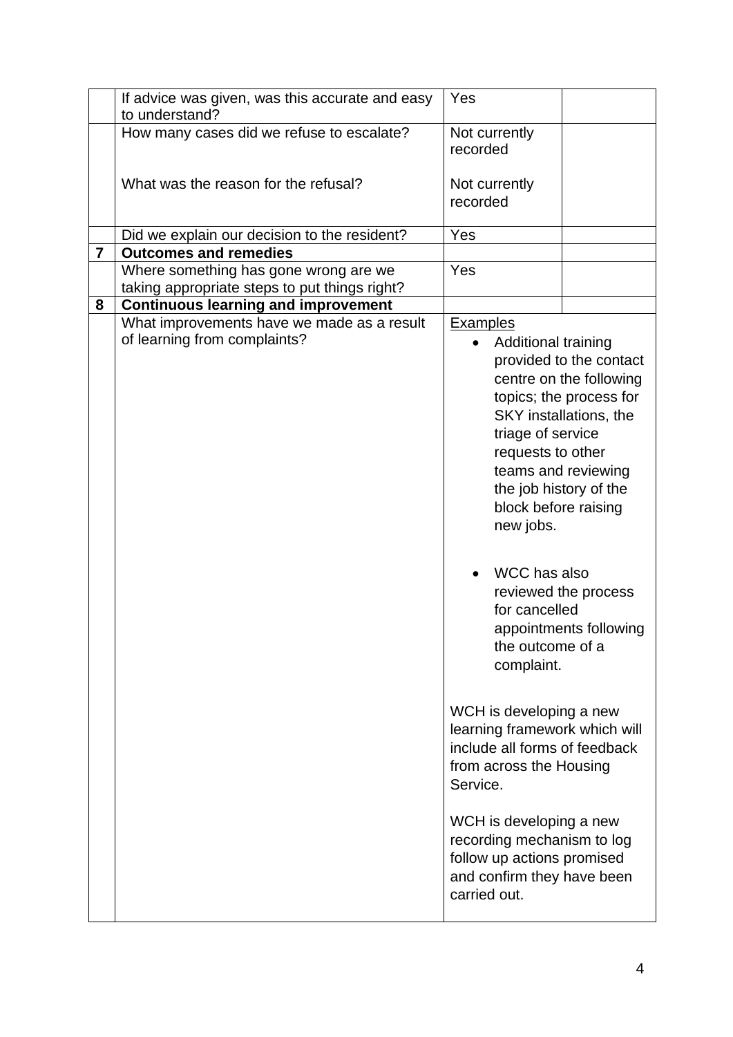|   |   |   |   |
|---|---|---|---|
| | If advice was given, was this accurate and easy to understand? | Yes | |
| | How many cases did we refuse to escalate?<br><br>What was the reason for the refusal? | Not currently recorded<br><br>Not currently recorded | |
| | Did we explain our decision to the resident? | Yes | |
| **7** | **Outcomes and remedies** | | |
| | Where something has gone wrong are we taking appropriate steps to put things right? | Yes | |
| **8** | **Continuous learning and improvement** | | |
| | What improvements have we made as a result of learning from complaints? | Examples<br>• Additional training provided to the contact centre on the following topics; the process for SKY installations, the triage of service requests to other teams and reviewing the job history of the block before raising new jobs.<br>• WCC has also reviewed the process for cancelled appointments following the outcome of a complaint.<br><br>WCH is developing a new learning framework which will include all forms of feedback from across the Housing Service.<br><br>WCH is developing a new recording mechanism to log follow up actions promised and confirm they have been carried out. | |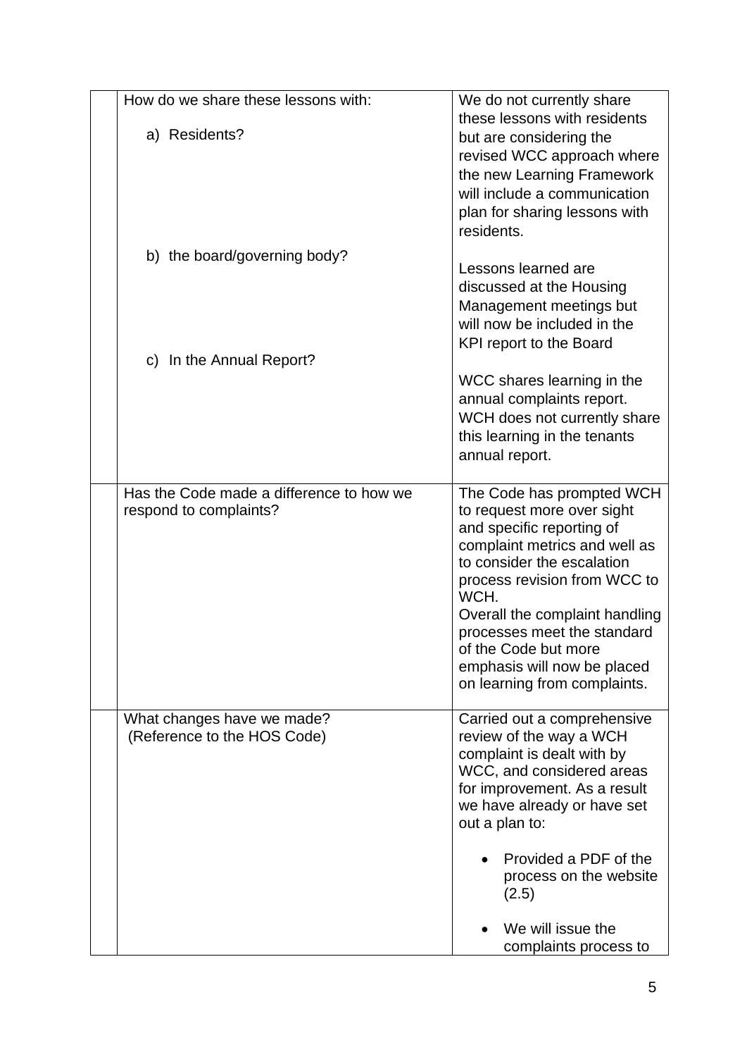| | | |
|---|---|---|
| | How do we share these lessons with:<br><br>a) Residents?<br><br>b) the board/governing body?<br><br>c) In the Annual Report? | We do not currently share these lessons with residents but are considering the revised WCC approach where the new Learning Framework will include a communication plan for sharing lessons with residents.<br><br>Lessons learned are discussed at the Housing Management meetings but will now be included in the KPI report to the Board<br><br>WCC shares learning in the annual complaints report. WCH does not currently share this learning in the tenants annual report. |
| | Has the Code made a difference to how we respond to complaints? | The Code has prompted WCH to request more over sight and specific reporting of complaint metrics and well as to consider the escalation process revision from WCC to WCH.<br>Overall the complaint handling processes meet the standard of the Code but more emphasis will now be placed on learning from complaints. |
| | What changes have we made?<br>(Reference to the HOS Code) | Carried out a comprehensive review of the way a WCH complaint is dealt with by WCC, and considered areas for improvement. As a result we have already or have set out a plan to:<br><br>• Provided a PDF of the process on the website (2.5)<br><br>• We will issue the complaints process to |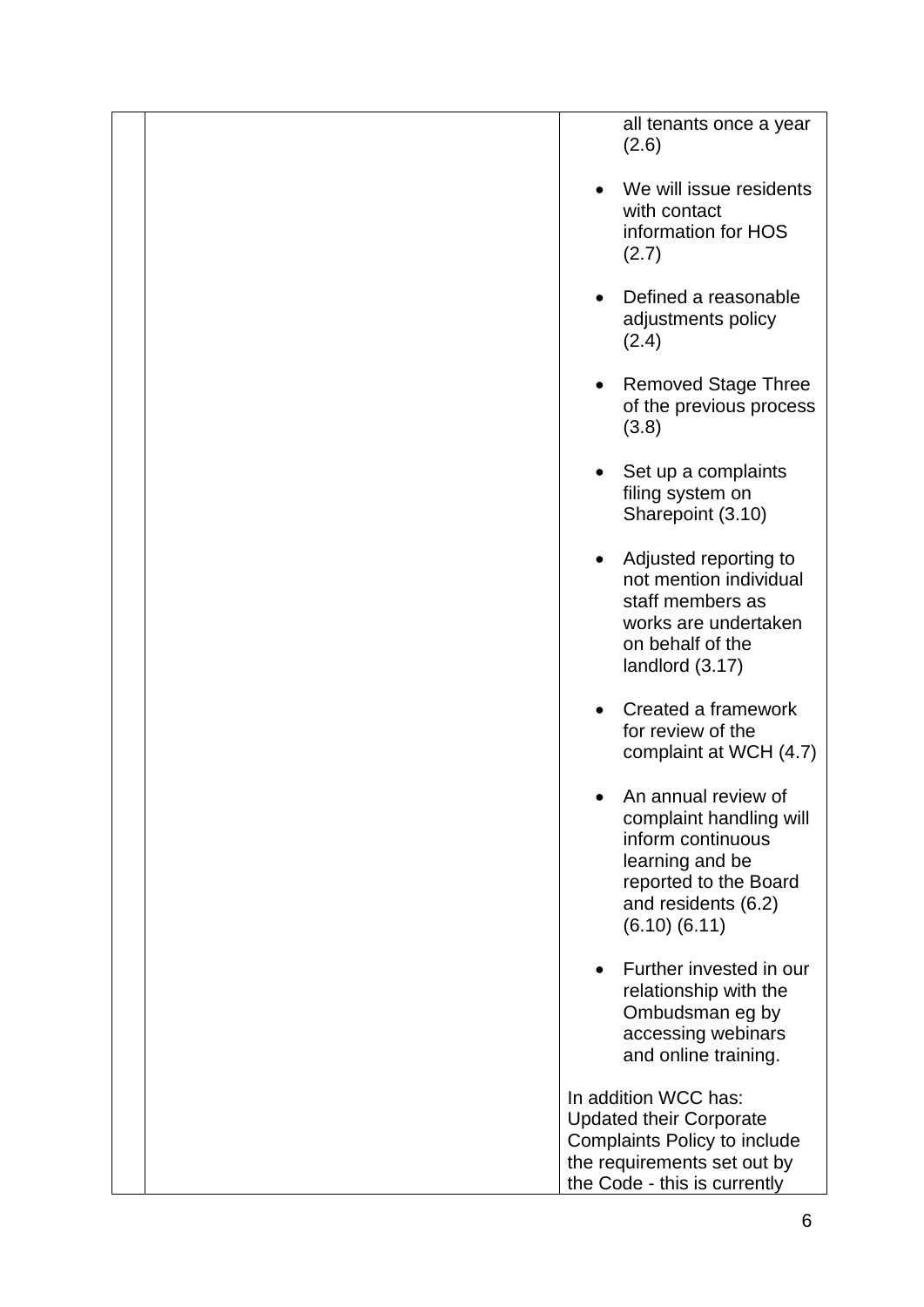| | | |
|---|---|---|
| | | all tenants once a year (2.6)<br><br>• We will issue residents with contact information for HOS (2.7)<br><br>• Defined a reasonable adjustments policy (2.4)<br><br>• Removed Stage Three of the previous process (3.8)<br><br>• Set up a complaints filing system on Sharepoint (3.10)<br><br>• Adjusted reporting to not mention individual staff members as works are undertaken on behalf of the landlord (3.17)<br><br>• Created a framework for review of the complaint at WCH (4.7)<br><br>• An annual review of complaint handling will inform continuous learning and be reported to the Board and residents (6.2) (6.10) (6.11)<br><br>• Further invested in our relationship with the Ombudsman eg by accessing webinars and online training.<br><br>In addition WCC has: Updated their Corporate Complaints Policy to include the requirements set out by the Code - this is currently |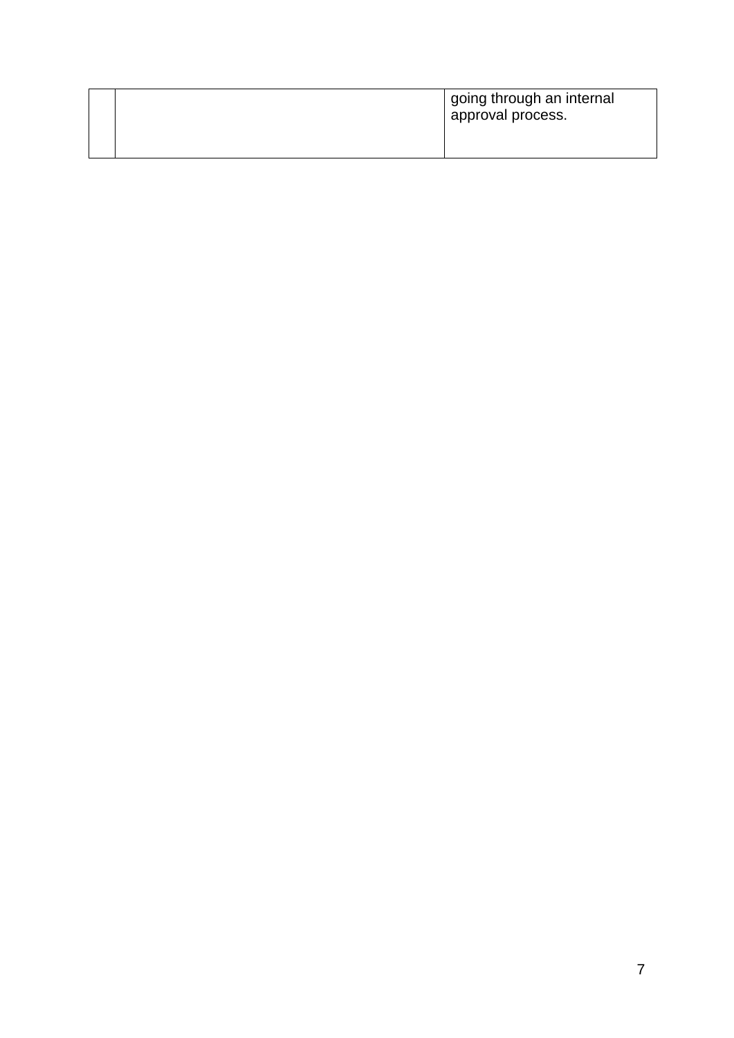| | | |
|---|---|---|
| | | going through an internal approval process. |